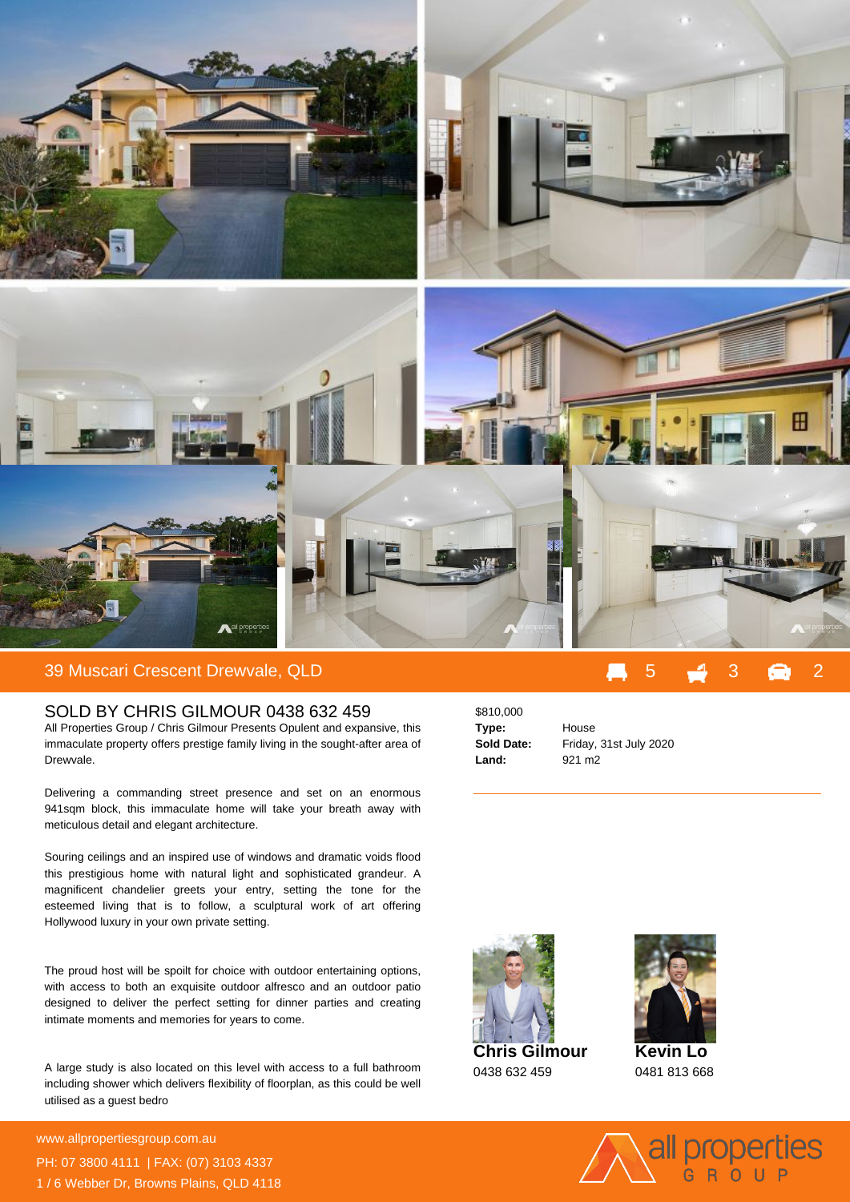## 39 Muscari Crescent Drewvale, QLD

5 3 2

### SOLD BY CHRIS GILMOUR 0438 632 459

All Properties Group / Chris Gilmour Presents Opulent and expansive, this immaculate property offers prestige family living in the sought-after area of Drewvale.

Delivering a commanding street presence and set on an enormous 941sqm block, this immaculate home will take your breath away with meticulous detail and elegant architecture.

Souring ceilings and an inspired use of windows and dramatic voids flood this prestigious home with natural light and sophisticated grandeur. A magnificent chandelier greets your entry, setting the tone for the esteemed living that is to follow, a sculptural work of art offering Hollywood luxury in your own private setting.

The proud host will be spoilt for choice with outdoor entertaining options, with access to both an exquisite outdoor alfresco and an outdoor patio designed to deliver the perfect setting for dinner parties and creating intimate moments and memories for years to come.

A large study is also located on this level with access to a full bathroom including shower which delivers flexibility of floorplan, as this could be well utilised as a guest bedro

$810,000

| | |
|---|---|
| **Type:** | House |
| **Sold Date:** | Friday, 31st July 2020 |
| **Land:** | 921 m2 |

**Chris Gilmour**
0438 632 459

**Kevin Lo**
0481 813 668

www.allpropertiesgroup.com.au
PH: 07 3800 4111 | FAX: (07) 3103 4337
1 / 6 Webber Dr, Browns Plains, QLD 4118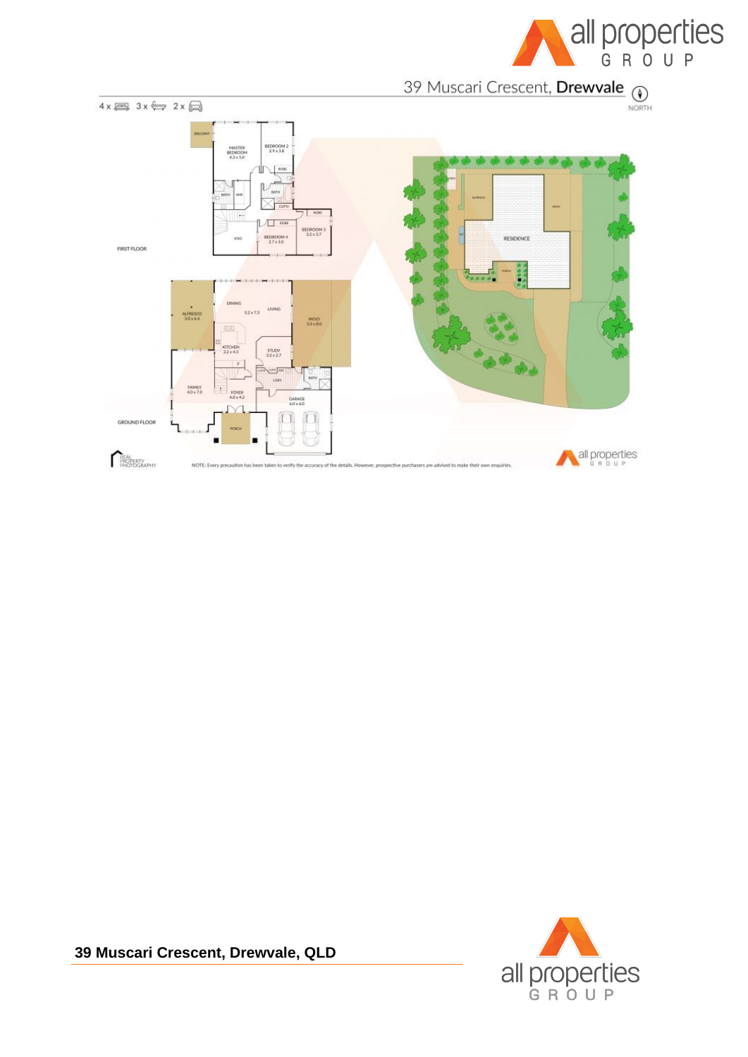39 Muscari Crescent, **Drewvale**

4 x 3 x 2 x

NORTH

FIRST FLOOR

BALCONY

MASTER BEDROOM 4.3 x 5.0

BEDROOM 2 2.9 x 3.8

ROBE

BATH

WIR

BATH

CUPD

ROBE

ROBE

BEDROOM 3 3.2 x 3.7

VOID

BEDROOM 4 3.7 x 3.0

GROUND FLOOR

ALFRESCO 3.0 x 6.4

DINING

LIVING

5.2 x 7.3

PATIO 3.5 x 8.0

KITCHEN 3.2 x 4.3

STUDY 3.2 x 2.7

FAMILY 4.0 x 7.0

FOYER 4.0 x 4.2

GARAGE 6.0 x 6.0

PORCH

ALFRESCO

PATIO

RESIDENCE

PORCH

NOTE: Every precaution has been taken to verify the accuracy of the details. However, prospective purchasers are advised to make their own enquiries.

**39 Muscari Crescent, Drewvale, QLD**